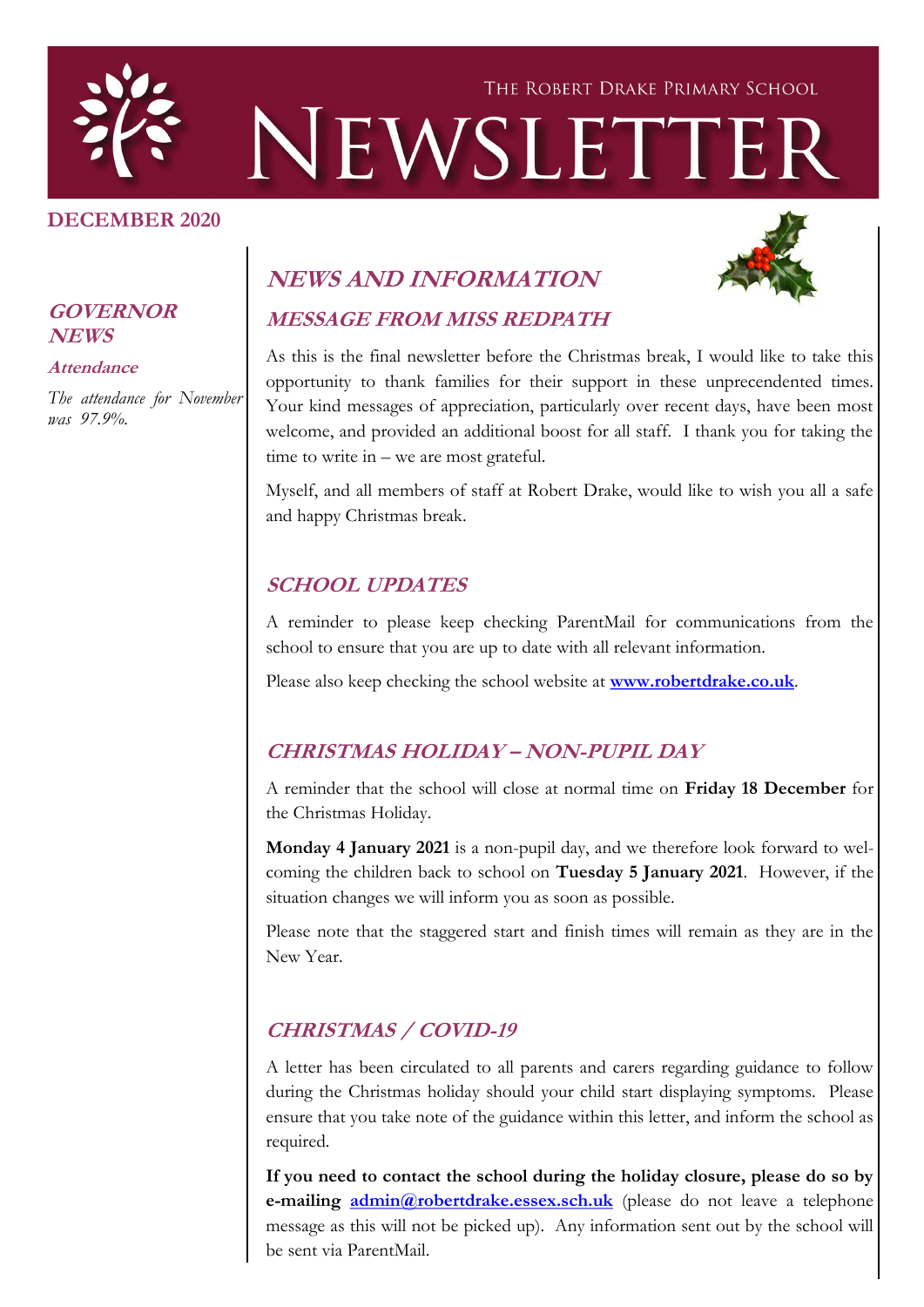THE ROBERT DRAKE PRIMARY SCHOOL

# NEWSLETTER

**DECEMBER 2020**

## GOVERNOR NEWS

### Attendance

*The attendance for November was 97.9%.*

## NEWS AND INFORMATION

### MESSAGE FROM MISS REDPATH

As this is the final newsletter before the Christmas break, I would like to take this opportunity to thank families for their support in these unprecendented times. Your kind messages of appreciation, particularly over recent days, have been most welcome, and provided an additional boost for all staff. I thank you for taking the time to write in – we are most grateful.

Myself, and all members of staff at Robert Drake, would like to wish you all a safe and happy Christmas break.

### SCHOOL UPDATES

A reminder to please keep checking ParentMail for communications from the school to ensure that you are up to date with all relevant information.

Please also keep checking the school website at **www.robertdrake.co.uk**.

### CHRISTMAS HOLIDAY – NON-PUPIL DAY

A reminder that the school will close at normal time on **Friday 18 December** for the Christmas Holiday.

**Monday 4 January 2021** is a non-pupil day, and we therefore look forward to welcoming the children back to school on **Tuesday 5 January 2021**. However, if the situation changes we will inform you as soon as possible.

Please note that the staggered start and finish times will remain as they are in the New Year.

### CHRISTMAS / COVID-19

A letter has been circulated to all parents and carers regarding guidance to follow during the Christmas holiday should your child start displaying symptoms. Please ensure that you take note of the guidance within this letter, and inform the school as required.

**If you need to contact the school during the holiday closure, please do so by e-mailing admin@robertdrake.essex.sch.uk** (please do not leave a telephone message as this will not be picked up). Any information sent out by the school will be sent via ParentMail.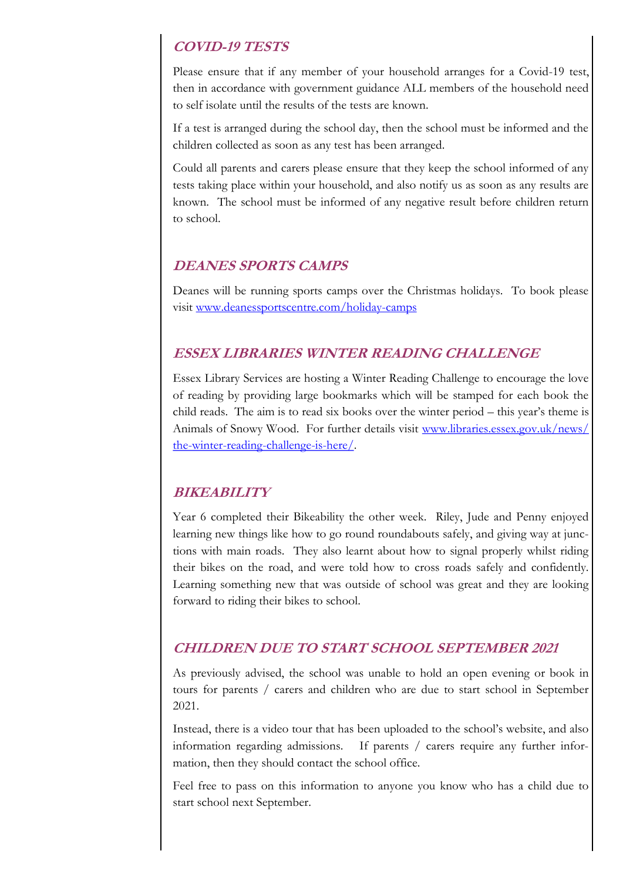## *COVID-19 TESTS*

Please ensure that if any member of your household arranges for a Covid-19 test, then in accordance with government guidance ALL members of the household need to self isolate until the results of the tests are known.

If a test is arranged during the school day, then the school must be informed and the children collected as soon as any test has been arranged.

Could all parents and carers please ensure that they keep the school informed of any tests taking place within your household, and also notify us as soon as any results are known. The school must be informed of any negative result before children return to school.

## *DEANES SPORTS CAMPS*

Deanes will be running sports camps over the Christmas holidays. To book please visit [www.deanessportscentre.com/holiday-camps](www.deanessportscentre.com/holiday-camps)

## *ESSEX LIBRARIES WINTER READING CHALLENGE*

Essex Library Services are hosting a Winter Reading Challenge to encourage the love of reading by providing large bookmarks which will be stamped for each book the child reads. The aim is to read six books over the winter period – this year's theme is Animals of Snowy Wood. For further details visit [www.libraries.essex.gov.uk/news/the-winter-reading-challenge-is-here/](www.libraries.essex.gov.uk/news/the-winter-reading-challenge-is-here/).

## *BIKEABILITY*

Year 6 completed their Bikeability the other week. Riley, Jude and Penny enjoyed learning new things like how to go round roundabouts safely, and giving way at junctions with main roads. They also learnt about how to signal properly whilst riding their bikes on the road, and were told how to cross roads safely and confidently. Learning something new that was outside of school was great and they are looking forward to riding their bikes to school.

## *CHILDREN DUE TO START SCHOOL SEPTEMBER 2021*

As previously advised, the school was unable to hold an open evening or book in tours for parents / carers and children who are due to start school in September 2021.

Instead, there is a video tour that has been uploaded to the school's website, and also information regarding admissions. If parents / carers require any further information, then they should contact the school office.

Feel free to pass on this information to anyone you know who has a child due to start school next September.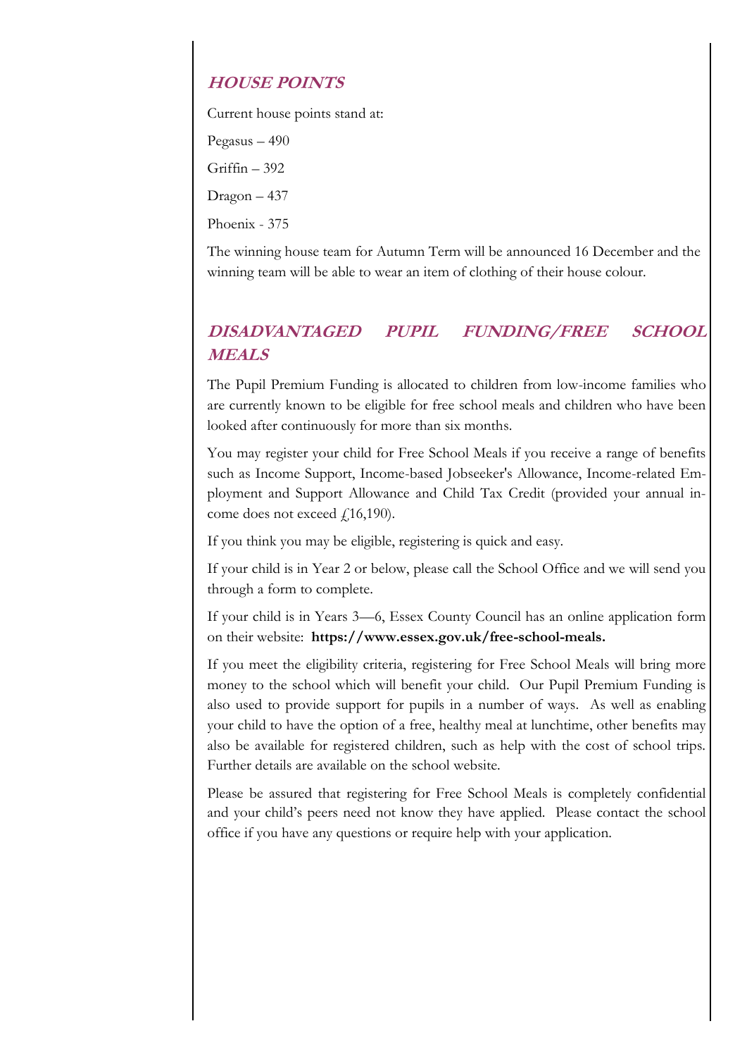## ***HOUSE POINTS***

Current house points stand at:

Pegasus – 490

Griffin – 392

Dragon – 437

Phoenix - 375

The winning house team for Autumn Term will be announced 16 December and the winning team will be able to wear an item of clothing of their house colour.

## ***DISADVANTAGED PUPIL FUNDING/FREE SCHOOL MEALS***

The Pupil Premium Funding is allocated to children from low-income families who are currently known to be eligible for free school meals and children who have been looked after continuously for more than six months.

You may register your child for Free School Meals if you receive a range of benefits such as Income Support, Income-based Jobseeker's Allowance, Income-related Employment and Support Allowance and Child Tax Credit (provided your annual income does not exceed £16,190).

If you think you may be eligible, registering is quick and easy.

If your child is in Year 2 or below, please call the School Office and we will send you through a form to complete.

If your child is in Years 3—6, Essex County Council has an online application form on their website: **https://www.essex.gov.uk/free-school-meals.**

If you meet the eligibility criteria, registering for Free School Meals will bring more money to the school which will benefit your child. Our Pupil Premium Funding is also used to provide support for pupils in a number of ways. As well as enabling your child to have the option of a free, healthy meal at lunchtime, other benefits may also be available for registered children, such as help with the cost of school trips. Further details are available on the school website.

Please be assured that registering for Free School Meals is completely confidential and your child's peers need not know they have applied. Please contact the school office if you have any questions or require help with your application.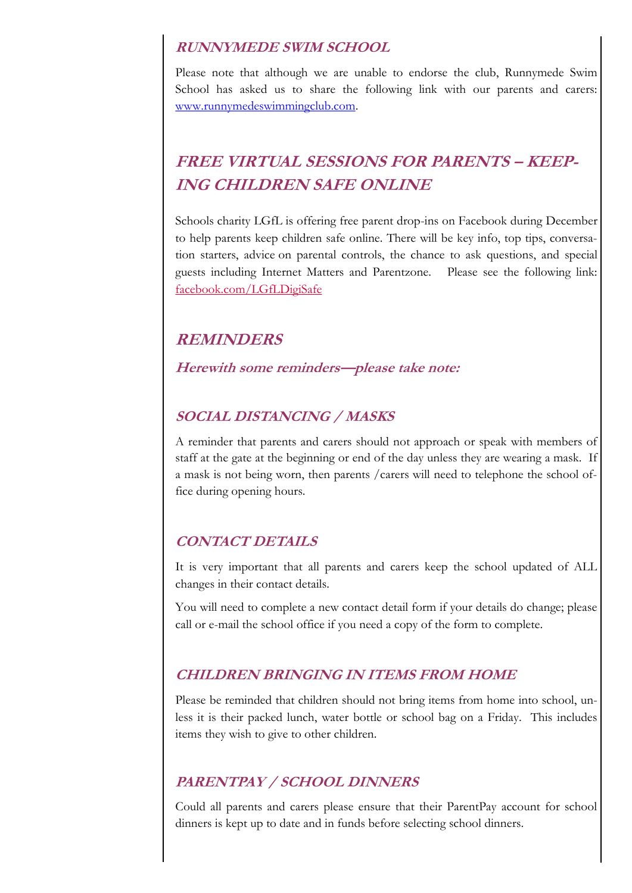### *RUNNYMEDE SWIM SCHOOL*

Please note that although we are unable to endorse the club, Runnymede Swim School has asked us to share the following link with our parents and carers: [www.runnymedeswimmingclub.com](http://www.runnymedeswimmingclub.com).

## *FREE VIRTUAL SESSIONS FOR PARENTS – KEEPING CHILDREN SAFE ONLINE*

Schools charity LGfL is offering free parent drop-ins on Facebook during December to help parents keep children safe online. There will be key info, top tips, conversation starters, advice on parental controls, the chance to ask questions, and special guests including Internet Matters and Parentzone. Please see the following link: [facebook.com/LGfLDigiSafe](https://facebook.com/LGfLDigiSafe)

## *REMINDERS*

***Herewith some reminders—please take note:***

### *SOCIAL DISTANCING / MASKS*

A reminder that parents and carers should not approach or speak with members of staff at the gate at the beginning or end of the day unless they are wearing a mask. If a mask is not being worn, then parents /carers will need to telephone the school office during opening hours.

### *CONTACT DETAILS*

It is very important that all parents and carers keep the school updated of ALL changes in their contact details.

You will need to complete a new contact detail form if your details do change; please call or e-mail the school office if you need a copy of the form to complete.

### *CHILDREN BRINGING IN ITEMS FROM HOME*

Please be reminded that children should not bring items from home into school, unless it is their packed lunch, water bottle or school bag on a Friday. This includes items they wish to give to other children.

### *PARENTPAY / SCHOOL DINNERS*

Could all parents and carers please ensure that their ParentPay account for school dinners is kept up to date and in funds before selecting school dinners.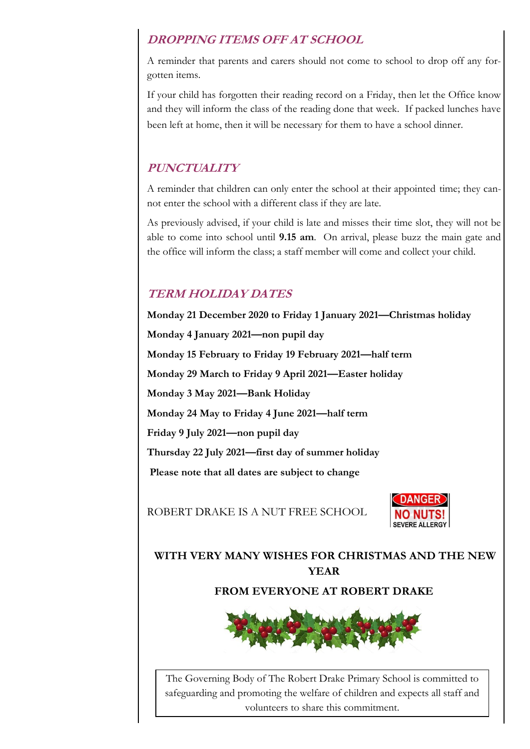## DROPPING ITEMS OFF AT SCHOOL

A reminder that parents and carers should not come to school to drop off any forgotten items.

If your child has forgotten their reading record on a Friday, then let the Office know and they will inform the class of the reading done that week. If packed lunches have been left at home, then it will be necessary for them to have a school dinner.

## PUNCTUALITY

A reminder that children can only enter the school at their appointed time; they cannot enter the school with a different class if they are late.

As previously advised, if your child is late and misses their time slot, they will not be able to come into school until **9.15 am**. On arrival, please buzz the main gate and the office will inform the class; a staff member will come and collect your child.

## TERM HOLIDAY DATES

**Monday 21 December 2020 to Friday 1 January 2021—Christmas holiday**

**Monday 4 January 2021—non pupil day**

**Monday 15 February to Friday 19 February 2021—half term**

**Monday 29 March to Friday 9 April 2021—Easter holiday**

**Monday 3 May 2021—Bank Holiday**

**Monday 24 May to Friday 4 June 2021—half term**

**Friday 9 July 2021—non pupil day**

**Thursday 22 July 2021—first day of summer holiday**

**Please note that all dates are subject to change**

ROBERT DRAKE IS A NUT FREE SCHOOL

DANGER NO NUTS! SEVERE ALLERGY

**WITH VERY MANY WISHES FOR CHRISTMAS AND THE NEW YEAR**

**FROM EVERYONE AT ROBERT DRAKE**

The Governing Body of The Robert Drake Primary School is committed to safeguarding and promoting the welfare of children and expects all staff and volunteers to share this commitment.